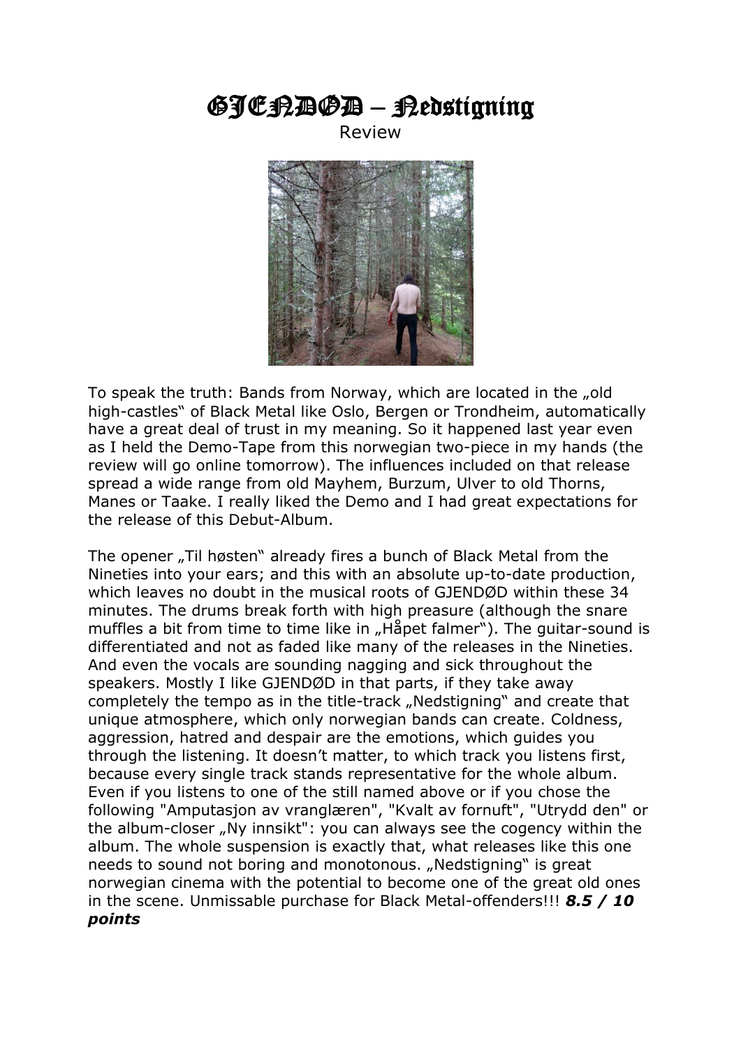# GJENDØD – Nedstigning

Review

To speak the truth: Bands from Norway, which are located in the „old high-castles" of Black Metal like Oslo, Bergen or Trondheim, automatically have a great deal of trust in my meaning. So it happened last year even as I held the Demo-Tape from this norwegian two-piece in my hands (the review will go online tomorrow). The influences included on that release spread a wide range from old Mayhem, Burzum, Ulver to old Thorns, Manes or Taake. I really liked the Demo and I had great expectations for the release of this Debut-Album.

The opener „Til høsten" already fires a bunch of Black Metal from the Nineties into your ears; and this with an absolute up-to-date production, which leaves no doubt in the musical roots of GJENDØD within these 34 minutes. The drums break forth with high preasure (although the snare muffles a bit from time to time like in „Håpet falmer"). The guitar-sound is differentiated and not as faded like many of the releases in the Nineties. And even the vocals are sounding nagging and sick throughout the speakers. Mostly I like GJENDØD in that parts, if they take away completely the tempo as in the title-track „Nedstigning" and create that unique atmosphere, which only norwegian bands can create. Coldness, aggression, hatred and despair are the emotions, which guides you through the listening. It doesn't matter, to which track you listens first, because every single track stands representative for the whole album. Even if you listens to one of the still named above or if you chose the following "Amputasjon av vranglæren", "Kvalt av fornuft", "Utrydd den" or the album-closer „Ny innsikt": you can always see the cogency within the album. The whole suspension is exactly that, what releases like this one needs to sound not boring and monotonous. „Nedstigning" is great norwegian cinema with the potential to become one of the great old ones in the scene. Unmissable purchase for Black Metal-offenders!!! ***8.5 / 10 points***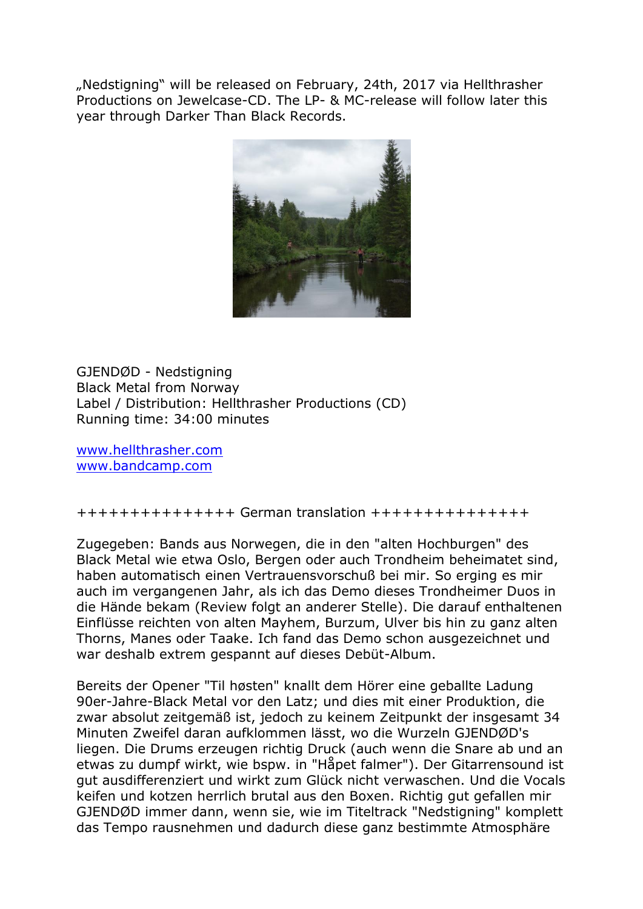„Nedstigning" will be released on February, 24th, 2017 via Hellthrasher Productions on Jewelcase-CD. The LP- & MC-release will follow later this year through Darker Than Black Records.

GJENDØD - Nedstigning
Black Metal from Norway
Label / Distribution: Hellthrasher Productions (CD)
Running time: 34:00 minutes

www.hellthrasher.com
www.bandcamp.com

+++++++++++++++ German translation +++++++++++++++

Zugegeben: Bands aus Norwegen, die in den "alten Hochburgen" des Black Metal wie etwa Oslo, Bergen oder auch Trondheim beheimatet sind, haben automatisch einen Vertrauensvorschuß bei mir. So erging es mir auch im vergangenen Jahr, als ich das Demo dieses Trondheimer Duos in die Hände bekam (Review folgt an anderer Stelle). Die darauf enthaltenen Einflüsse reichten von alten Mayhem, Burzum, Ulver bis hin zu ganz alten Thorns, Manes oder Taake. Ich fand das Demo schon ausgezeichnet und war deshalb extrem gespannt auf dieses Debüt-Album.

Bereits der Opener "Til høsten" knallt dem Hörer eine geballte Ladung 90er-Jahre-Black Metal vor den Latz; und dies mit einer Produktion, die zwar absolut zeitgemäß ist, jedoch zu keinem Zeitpunkt der insgesamt 34 Minuten Zweifel daran aufklommen lässt, wo die Wurzeln GJENDØD's liegen. Die Drums erzeugen richtig Druck (auch wenn die Snare ab und an etwas zu dumpf wirkt, wie bspw. in "Håpet falmer"). Der Gitarrensound ist gut ausdifferenziert und wirkt zum Glück nicht verwaschen. Und die Vocals keifen und kotzen herrlich brutal aus den Boxen. Richtig gut gefallen mir GJENDØD immer dann, wenn sie, wie im Titeltrack "Nedstigning" komplett das Tempo rausnehmen und dadurch diese ganz bestimmte Atmosphäre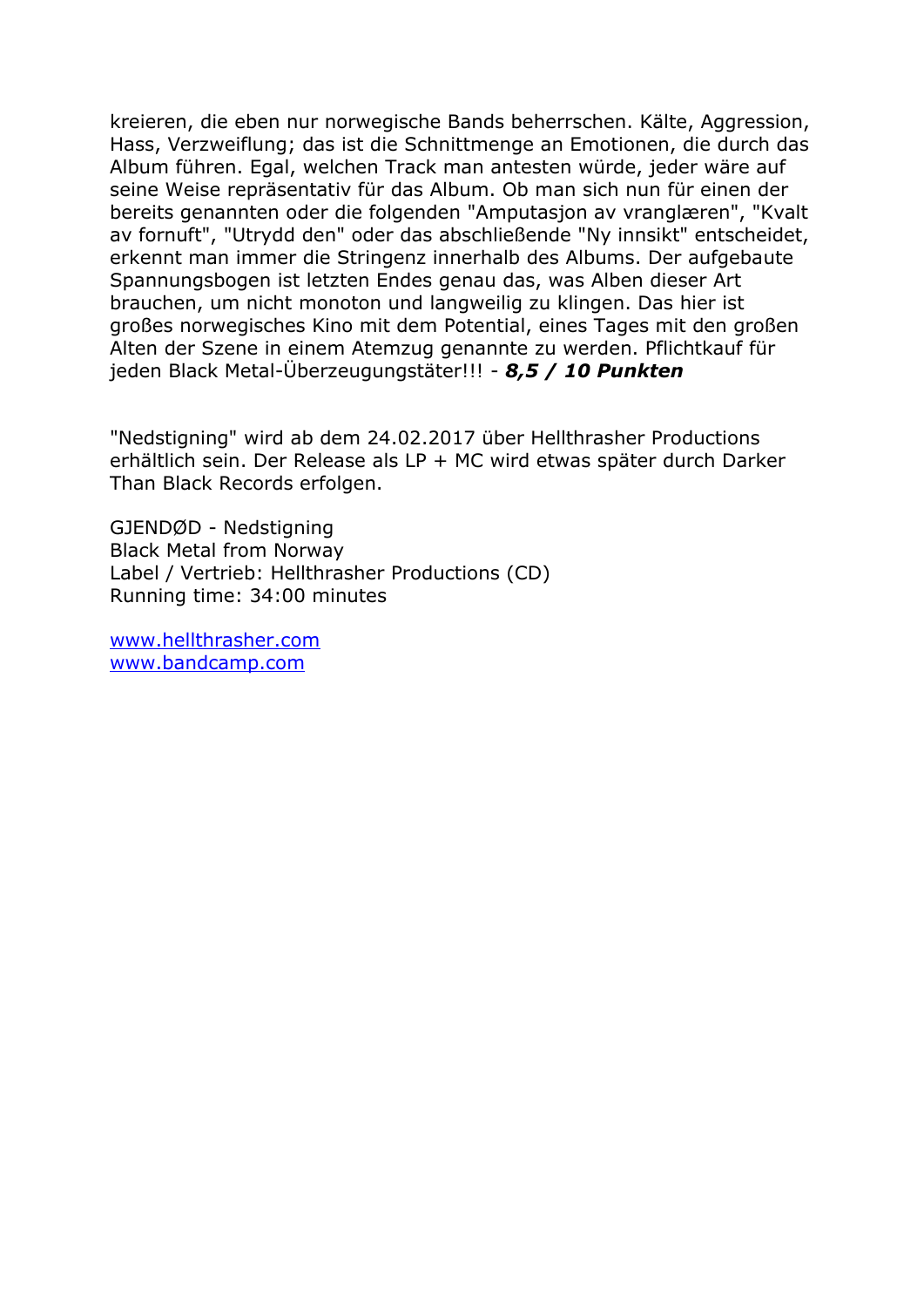kreieren, die eben nur norwegische Bands beherrschen. Kälte, Aggression, Hass, Verzweiflung; das ist die Schnittmenge an Emotionen, die durch das Album führen. Egal, welchen Track man antesten würde, jeder wäre auf seine Weise repräsentativ für das Album. Ob man sich nun für einen der bereits genannten oder die folgenden "Amputasjon av vranglæren", "Kvalt av fornuft", "Utrydd den" oder das abschließende "Ny innsikt" entscheidet, erkennt man immer die Stringenz innerhalb des Albums. Der aufgebaute Spannungsbogen ist letzten Endes genau das, was Alben dieser Art brauchen, um nicht monoton und langweilig zu klingen. Das hier ist großes norwegisches Kino mit dem Potential, eines Tages mit den großen Alten der Szene in einem Atemzug genannte zu werden. Pflichtkauf für jeden Black Metal-Überzeugungstäter!!! - ***8,5 / 10 Punkten***

"Nedstigning" wird ab dem 24.02.2017 über Hellthrasher Productions erhältlich sein. Der Release als LP + MC wird etwas später durch Darker Than Black Records erfolgen.

GJENDØD - Nedstigning
Black Metal from Norway
Label / Vertrieb: Hellthrasher Productions (CD)
Running time: 34:00 minutes

www.hellthrasher.com
www.bandcamp.com